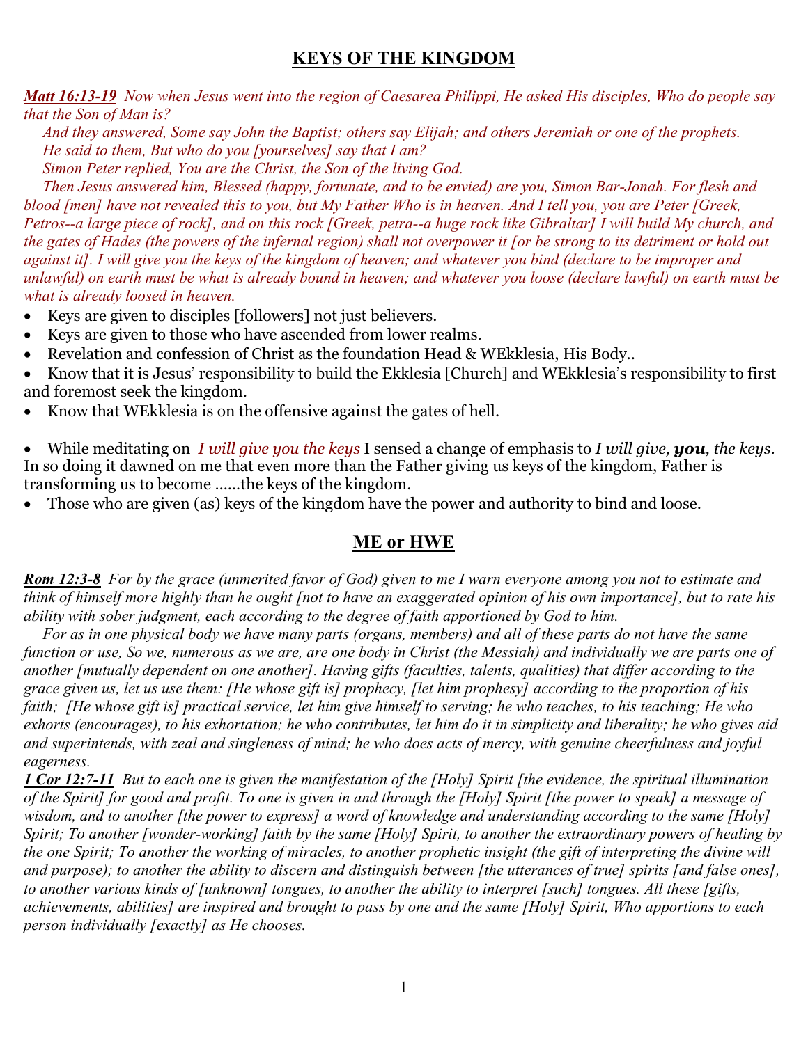# KEYS OF THE KINGDOM

***Matt 16:13-19*** *Now when Jesus went into the region of Caesarea Philippi, He asked His disciples, Who do people say that the Son of Man is?*

*And they answered, Some say John the Baptist; others say Elijah; and others Jeremiah or one of the prophets.*

*He said to them, But who do you [yourselves] say that I am?*

*Simon Peter replied, You are the Christ, the Son of the living God.*

*Then Jesus answered him, Blessed (happy, fortunate, and to be envied) are you, Simon Bar-Jonah. For flesh and blood [men] have not revealed this to you, but My Father Who is in heaven. And I tell you, you are Peter [Greek, Petros--a large piece of rock], and on this rock [Greek, petra--a huge rock like Gibraltar] I will build My church, and the gates of Hades (the powers of the infernal region) shall not overpower it [or be strong to its detriment or hold out against it]. I will give you the keys of the kingdom of heaven; and whatever you bind (declare to be improper and unlawful) on earth must be what is already bound in heaven; and whatever you loose (declare lawful) on earth must be what is already loosed in heaven.*

- Keys are given to disciples [followers] not just believers.
- Keys are given to those who have ascended from lower realms.
- Revelation and confession of Christ as the foundation Head & WEkklesia, His Body..
- Know that it is Jesus' responsibility to build the Ekklesia [Church] and WEkklesia's responsibility to first and foremost seek the kingdom.
- Know that WEkklesia is on the offensive against the gates of hell.

- While meditating on *I will give you the keys* I sensed a change of emphasis to *I will give,* ***you****, the keys*. In so doing it dawned on me that even more than the Father giving us keys of the kingdom, Father is transforming us to become ……the keys of the kingdom.
- Those who are given (as) keys of the kingdom have the power and authority to bind and loose.

# ME or HWE

***Rom 12:3-8*** *For by the grace (unmerited favor of God) given to me I warn everyone among you not to estimate and think of himself more highly than he ought [not to have an exaggerated opinion of his own importance], but to rate his ability with sober judgment, each according to the degree of faith apportioned by God to him.*

*For as in one physical body we have many parts (organs, members) and all of these parts do not have the same function or use, So we, numerous as we are, are one body in Christ (the Messiah) and individually we are parts one of another [mutually dependent on one another]. Having gifts (faculties, talents, qualities) that differ according to the grace given us, let us use them: [He whose gift is] prophecy, [let him prophesy] according to the proportion of his faith; [He whose gift is] practical service, let him give himself to serving; he who teaches, to his teaching; He who exhorts (encourages), to his exhortation; he who contributes, let him do it in simplicity and liberality; he who gives aid and superintends, with zeal and singleness of mind; he who does acts of mercy, with genuine cheerfulness and joyful eagerness.*

***1 Cor 12:7-11*** *But to each one is given the manifestation of the [Holy] Spirit [the evidence, the spiritual illumination of the Spirit] for good and profit. To one is given in and through the [Holy] Spirit [the power to speak] a message of wisdom, and to another [the power to express] a word of knowledge and understanding according to the same [Holy] Spirit; To another [wonder-working] faith by the same [Holy] Spirit, to another the extraordinary powers of healing by the one Spirit; To another the working of miracles, to another prophetic insight (the gift of interpreting the divine will and purpose); to another the ability to discern and distinguish between [the utterances of true] spirits [and false ones], to another various kinds of [unknown] tongues, to another the ability to interpret [such] tongues. All these [gifts, achievements, abilities] are inspired and brought to pass by one and the same [Holy] Spirit, Who apportions to each person individually [exactly] as He chooses.*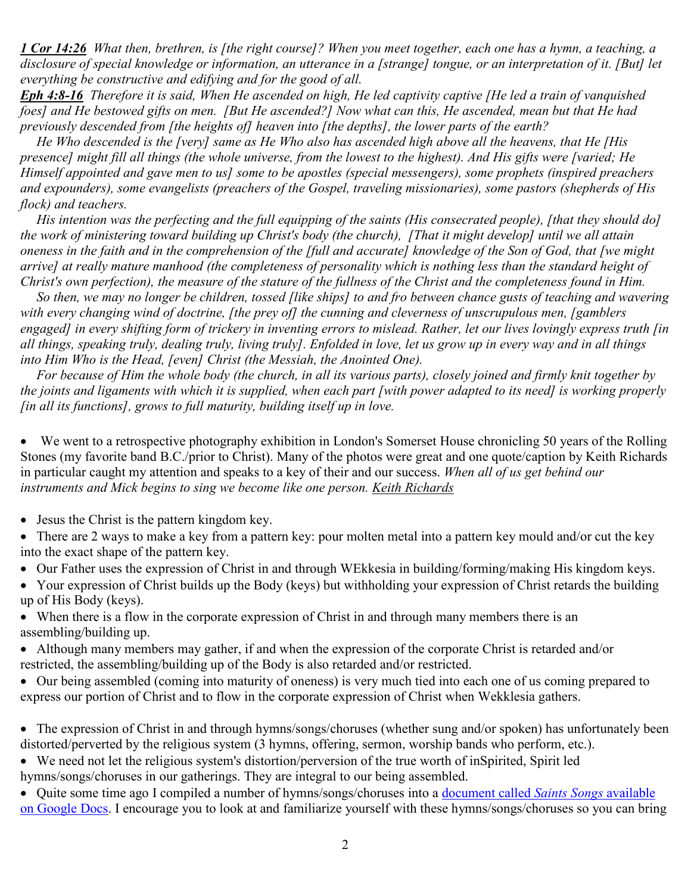***1 Cor 14:26*** *What then, brethren, is [the right course]? When you meet together, each one has a hymn, a teaching, a disclosure of special knowledge or information, an utterance in a [strange] tongue, or an interpretation of it. [But] let everything be constructive and edifying and for the good of all.*

***Eph 4:8-16*** *Therefore it is said, When He ascended on high, He led captivity captive [He led a train of vanquished foes] and He bestowed gifts on men. [But He ascended?] Now what can this, He ascended, mean but that He had previously descended from [the heights of] heaven into [the depths], the lower parts of the earth?*

*He Who descended is the [very] same as He Who also has ascended high above all the heavens, that He [His presence] might fill all things (the whole universe, from the lowest to the highest). And His gifts were [varied; He Himself appointed and gave men to us] some to be apostles (special messengers), some prophets (inspired preachers and expounders), some evangelists (preachers of the Gospel, traveling missionaries), some pastors (shepherds of His flock) and teachers.*

*His intention was the perfecting and the full equipping of the saints (His consecrated people), [that they should do] the work of ministering toward building up Christ's body (the church), [That it might develop] until we all attain oneness in the faith and in the comprehension of the [full and accurate] knowledge of the Son of God, that [we might arrive] at really mature manhood (the completeness of personality which is nothing less than the standard height of Christ's own perfection), the measure of the stature of the fullness of the Christ and the completeness found in Him.*

*So then, we may no longer be children, tossed [like ships] to and fro between chance gusts of teaching and wavering with every changing wind of doctrine, [the prey of] the cunning and cleverness of unscrupulous men, [gamblers engaged] in every shifting form of trickery in inventing errors to mislead. Rather, let our lives lovingly express truth [in all things, speaking truly, dealing truly, living truly]. Enfolded in love, let us grow up in every way and in all things into Him Who is the Head, [even] Christ (the Messiah, the Anointed One).*

*For because of Him the whole body (the church, in all its various parts), closely joined and firmly knit together by the joints and ligaments with which it is supplied, when each part [with power adapted to its need] is working properly [in all its functions], grows to full maturity, building itself up in love.*

- We went to a retrospective photography exhibition in London's Somerset House chronicling 50 years of the Rolling Stones (my favorite band B.C./prior to Christ). Many of the photos were great and one quote/caption by Keith Richards in particular caught my attention and speaks to a key of their and our success. *When all of us get behind our instruments and Mick begins to sing we become like one person.* Keith Richards

- Jesus the Christ is the pattern kingdom key.
- There are 2 ways to make a key from a pattern key: pour molten metal into a pattern key mould and/or cut the key into the exact shape of the pattern key.
- Our Father uses the expression of Christ in and through WEkkesia in building/forming/making His kingdom keys.
- Your expression of Christ builds up the Body (keys) but withholding your expression of Christ retards the building up of His Body (keys).
- When there is a flow in the corporate expression of Christ in and through many members there is an assembling/building up.
- Although many members may gather, if and when the expression of the corporate Christ is retarded and/or restricted, the assembling/building up of the Body is also retarded and/or restricted.
- Our being assembled (coming into maturity of oneness) is very much tied into each one of us coming prepared to express our portion of Christ and to flow in the corporate expression of Christ when Wekklesia gathers.

- The expression of Christ in and through hymns/songs/choruses (whether sung and/or spoken) has unfortunately been distorted/perverted by the religious system (3 hymns, offering, sermon, worship bands who perform, etc.).
- We need not let the religious system's distortion/perversion of the true worth of inSpirited, Spirit led hymns/songs/choruses in our gatherings. They are integral to our being assembled.
- Quite some time ago I compiled a number of hymns/songs/choruses into a document called *Saints Songs* available on Google Docs. I encourage you to look at and familiarize yourself with these hymns/songs/choruses so you can bring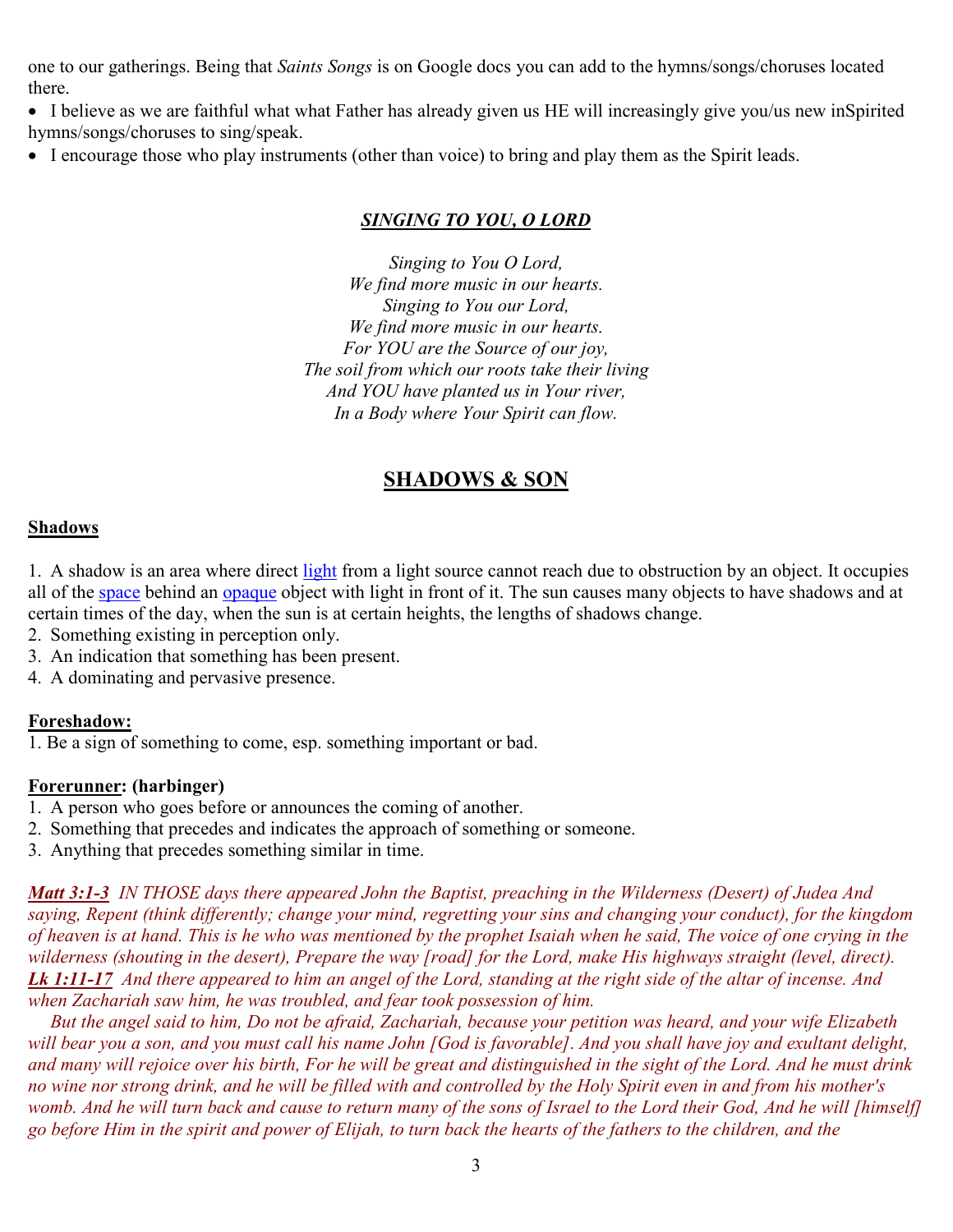one to our gatherings. Being that *Saints Songs* is on Google docs you can add to the hymns/songs/choruses located there.

- I believe as we are faithful what what Father has already given us HE will increasingly give you/us new inSpirited hymns/songs/choruses to sing/speak.
- I encourage those who play instruments (other than voice) to bring and play them as the Spirit leads.

***SINGING TO YOU, O LORD***

*Singing to You O Lord,*
*We find more music in our hearts.*
*Singing to You our Lord,*
*We find more music in our hearts.*
*For YOU are the Source of our joy,*
*The soil from which our roots take their living*
*And YOU have planted us in Your river,*
*In a Body where Your Spirit can flow.*

## SHADOWS & SON

**Shadows**

1. A shadow is an area where direct light from a light source cannot reach due to obstruction by an object. It occupies all of the space behind an opaque object with light in front of it. The sun causes many objects to have shadows and at certain times of the day, when the sun is at certain heights, the lengths of shadows change.
2. Something existing in perception only.
3. An indication that something has been present.
4. A dominating and pervasive presence.

**Foreshadow:**
1. Be a sign of something to come, esp. something important or bad.

**Forerunner: (harbinger)**
1. A person who goes before or announces the coming of another.
2. Something that precedes and indicates the approach of something or someone.
3. Anything that precedes something similar in time.

***Matt 3:1-3*** *IN THOSE days there appeared John the Baptist, preaching in the Wilderness (Desert) of Judea And saying, Repent (think differently; change your mind, regretting your sins and changing your conduct), for the kingdom of heaven is at hand. This is he who was mentioned by the prophet Isaiah when he said, The voice of one crying in the wilderness (shouting in the desert), Prepare the way [road] for the Lord, make His highways straight (level, direct).*
***Lk 1:11-17*** *And there appeared to him an angel of the Lord, standing at the right side of the altar of incense. And when Zachariah saw him, he was troubled, and fear took possession of him.*
*But the angel said to him, Do not be afraid, Zachariah, because your petition was heard, and your wife Elizabeth will bear you a son, and you must call his name John [God is favorable]. And you shall have joy and exultant delight, and many will rejoice over his birth, For he will be great and distinguished in the sight of the Lord. And he must drink no wine nor strong drink, and he will be filled with and controlled by the Holy Spirit even in and from his mother's womb. And he will turn back and cause to return many of the sons of Israel to the Lord their God, And he will [himself] go before Him in the spirit and power of Elijah, to turn back the hearts of the fathers to the children, and the*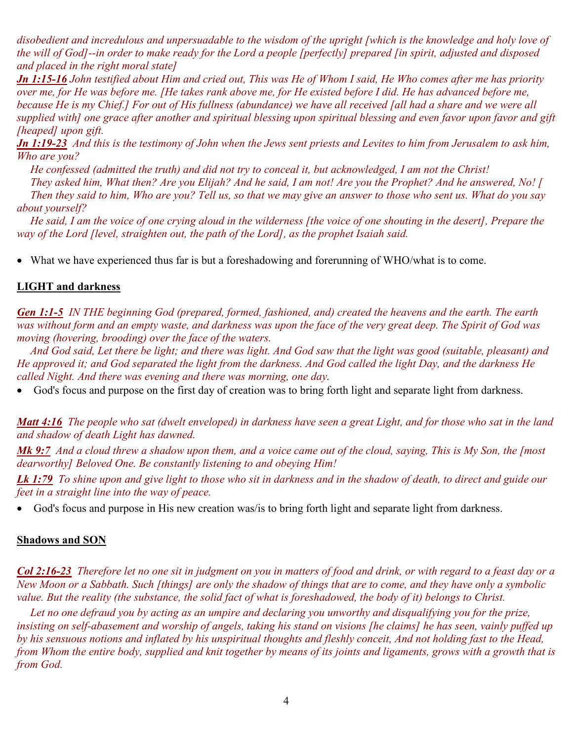*disobedient and incredulous and unpersuadable to the wisdom of the upright [which is the knowledge and holy love of the will of God]--in order to make ready for the Lord a people [perfectly] prepared [in spirit, adjusted and disposed and placed in the right moral state]*

***Jn 1:15-16*** *John testified about Him and cried out, This was He of Whom I said, He Who comes after me has priority over me, for He was before me. [He takes rank above me, for He existed before I did. He has advanced before me, because He is my Chief.] For out of His fullness (abundance) we have all received [all had a share and we were all supplied with] one grace after another and spiritual blessing upon spiritual blessing and even favor upon favor and gift [heaped] upon gift.*

***Jn 1:19-23*** *And this is the testimony of John when the Jews sent priests and Levites to him from Jerusalem to ask him, Who are you?*

*He confessed (admitted the truth) and did not try to conceal it, but acknowledged, I am not the Christ!*

*They asked him, What then? Are you Elijah? And he said, I am not! Are you the Prophet? And he answered, No! [*

*Then they said to him, Who are you? Tell us, so that we may give an answer to those who sent us. What do you say about yourself?*

*He said, I am the voice of one crying aloud in the wilderness [the voice of one shouting in the desert], Prepare the way of the Lord [level, straighten out, the path of the Lord], as the prophet Isaiah said.*

- What we have experienced thus far is but a foreshadowing and forerunning of WHO/what is to come.

## LIGHT and darkness

***Gen 1:1-5*** *IN THE beginning God (prepared, formed, fashioned, and) created the heavens and the earth. The earth was without form and an empty waste, and darkness was upon the face of the very great deep. The Spirit of God was moving (hovering, brooding) over the face of the waters.*

*And God said, Let there be light; and there was light. And God saw that the light was good (suitable, pleasant) and He approved it; and God separated the light from the darkness. And God called the light Day, and the darkness He called Night. And there was evening and there was morning, one day.*

- God's focus and purpose on the first day of creation was to bring forth light and separate light from darkness.

***Matt 4:16*** *The people who sat (dwelt enveloped) in darkness have seen a great Light, and for those who sat in the land and shadow of death Light has dawned.*

***Mk 9:7*** *And a cloud threw a shadow upon them, and a voice came out of the cloud, saying, This is My Son, the [most dearworthy] Beloved One. Be constantly listening to and obeying Him!*

***Lk 1:79*** *To shine upon and give light to those who sit in darkness and in the shadow of death, to direct and guide our feet in a straight line into the way of peace.*

- God's focus and purpose in His new creation was/is to bring forth light and separate light from darkness.

## Shadows and SON

***Col 2:16-23*** *Therefore let no one sit in judgment on you in matters of food and drink, or with regard to a feast day or a New Moon or a Sabbath. Such [things] are only the shadow of things that are to come, and they have only a symbolic value. But the reality (the substance, the solid fact of what is foreshadowed, the body of it) belongs to Christ.*

*Let no one defraud you by acting as an umpire and declaring you unworthy and disqualifying you for the prize, insisting on self-abasement and worship of angels, taking his stand on visions [he claims] he has seen, vainly puffed up by his sensuous notions and inflated by his unspiritual thoughts and fleshly conceit, And not holding fast to the Head, from Whom the entire body, supplied and knit together by means of its joints and ligaments, grows with a growth that is from God.*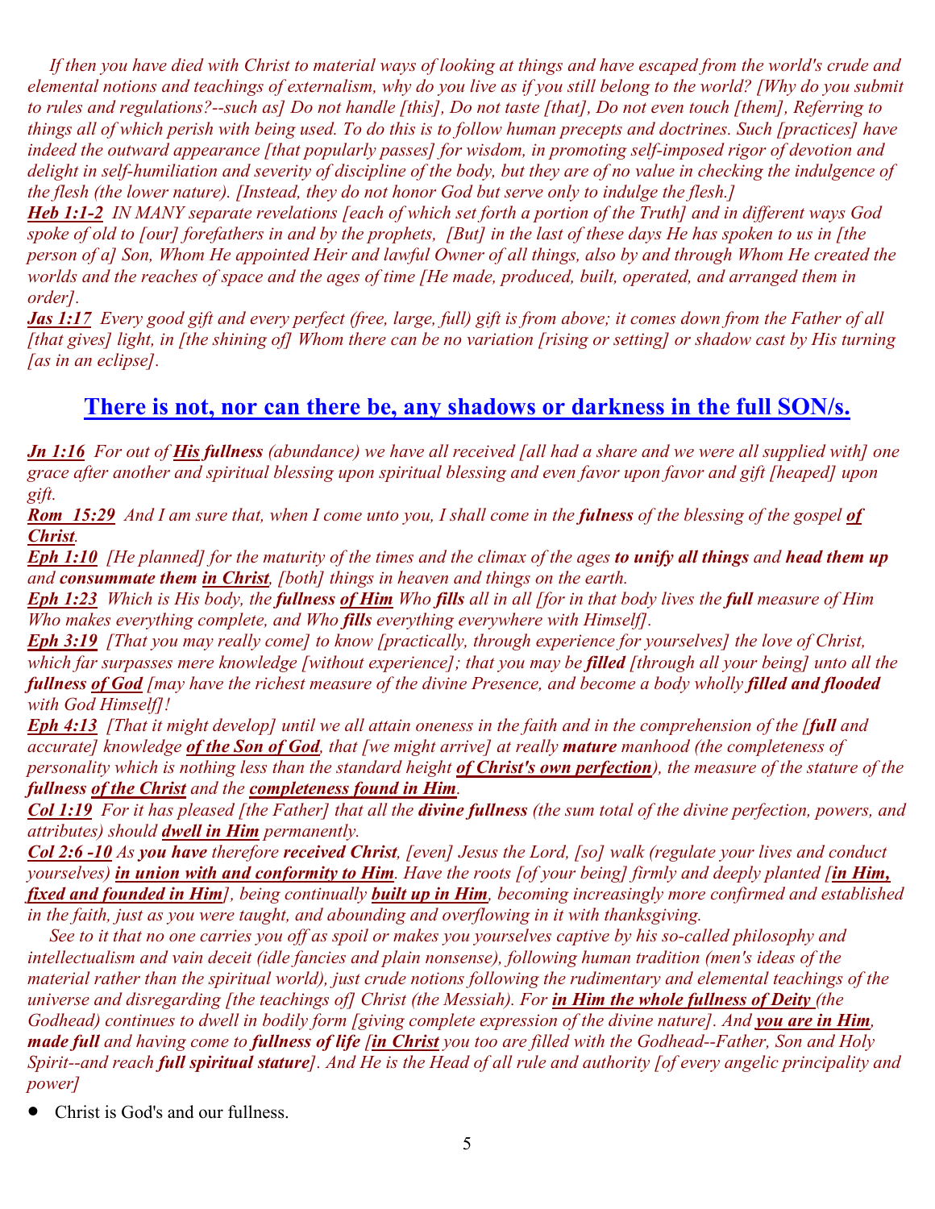*If then you have died with Christ to material ways of looking at things and have escaped from the world's crude and elemental notions and teachings of externalism, why do you live as if you still belong to the world? [Why do you submit to rules and regulations?--such as] Do not handle [this], Do not taste [that], Do not even touch [them], Referring to things all of which perish with being used. To do this is to follow human precepts and doctrines. Such [practices] have indeed the outward appearance [that popularly passes] for wisdom, in promoting self-imposed rigor of devotion and delight in self-humiliation and severity of discipline of the body, but they are of no value in checking the indulgence of the flesh (the lower nature). [Instead, they do not honor God but serve only to indulge the flesh.]*

***Heb 1:1-2*** *IN MANY separate revelations [each of which set forth a portion of the Truth] and in different ways God spoke of old to [our] forefathers in and by the prophets, [But] in the last of these days He has spoken to us in [the person of a] Son, Whom He appointed Heir and lawful Owner of all things, also by and through Whom He created the worlds and the reaches of space and the ages of time [He made, produced, built, operated, and arranged them in order].*

***Jas 1:17*** *Every good gift and every perfect (free, large, full) gift is from above; it comes down from the Father of all [that gives] light, in [the shining of] Whom there can be no variation [rising or setting] or shadow cast by His turning [as in an eclipse].*

## There is not, nor can there be, any shadows or darkness in the full SON/s.

***Jn 1:16*** *For out of **His fullness** (abundance) we have all received [all had a share and we were all supplied with] one grace after another and spiritual blessing upon spiritual blessing and even favor upon favor and gift [heaped] upon gift.*

***Rom 15:29*** *And I am sure that, when I come unto you, I shall come in the **fulness** of the blessing of the gospel **of Christ**.*

***Eph 1:10*** *[He planned] for the maturity of the times and the climax of the ages **to unify all things** and **head them up** and **consummate them in Christ**, [both] things in heaven and things on the earth.*

***Eph 1:23*** *Which is His body, the **fullness of Him** Who **fills** all in all [for in that body lives the **full** measure of Him Who makes everything complete, and Who **fills** everything everywhere with Himself].*

***Eph 3:19*** *[That you may really come] to know [practically, through experience for yourselves] the love of Christ, which far surpasses mere knowledge [without experience]; that you may be **filled** [through all your being] unto all the **fullness of God** [may have the richest measure of the divine Presence, and become a body wholly **filled and flooded** with God Himself]!*

***Eph 4:13*** *[That it might develop] until we all attain oneness in the faith and in the comprehension of the [**full** and accurate] knowledge **of the Son of God**, that [we might arrive] at really **mature** manhood (the completeness of personality which is nothing less than the standard height **of Christ's own perfection**), the measure of the stature of the **fullness of the Christ** and the **completeness found in Him**.*

***Col 1:19*** *For it has pleased [the Father] that all the **divine fullness** (the sum total of the divine perfection, powers, and attributes) should **dwell in Him** permanently.*

***Col 2:6 -10*** *As **you have** therefore **received Christ**, [even] Jesus the Lord, [so] walk (regulate your lives and conduct yourselves) **in union with and conformity to Him**. Have the roots [of your being] firmly and deeply planted [**in Him, fixed and founded in Him**], being continually **built up in Him**, becoming increasingly more confirmed and established in the faith, just as you were taught, and abounding and overflowing in it with thanksgiving.*

*See to it that no one carries you off as spoil or makes you yourselves captive by his so-called philosophy and intellectualism and vain deceit (idle fancies and plain nonsense), following human tradition (men's ideas of the material rather than the spiritual world), just crude notions following the rudimentary and elemental teachings of the universe and disregarding [the teachings of] Christ (the Messiah). For **in Him the whole fullness of Deity** (the Godhead) continues to dwell in bodily form [giving complete expression of the divine nature]. And **you are in Him**, **made full** and having come to **fullness of life** [**in Christ** you too are filled with the Godhead--Father, Son and Holy Spirit--and reach **full spiritual stature**]. And He is the Head of all rule and authority [of every angelic principality and power]*

- Christ is God's and our fullness.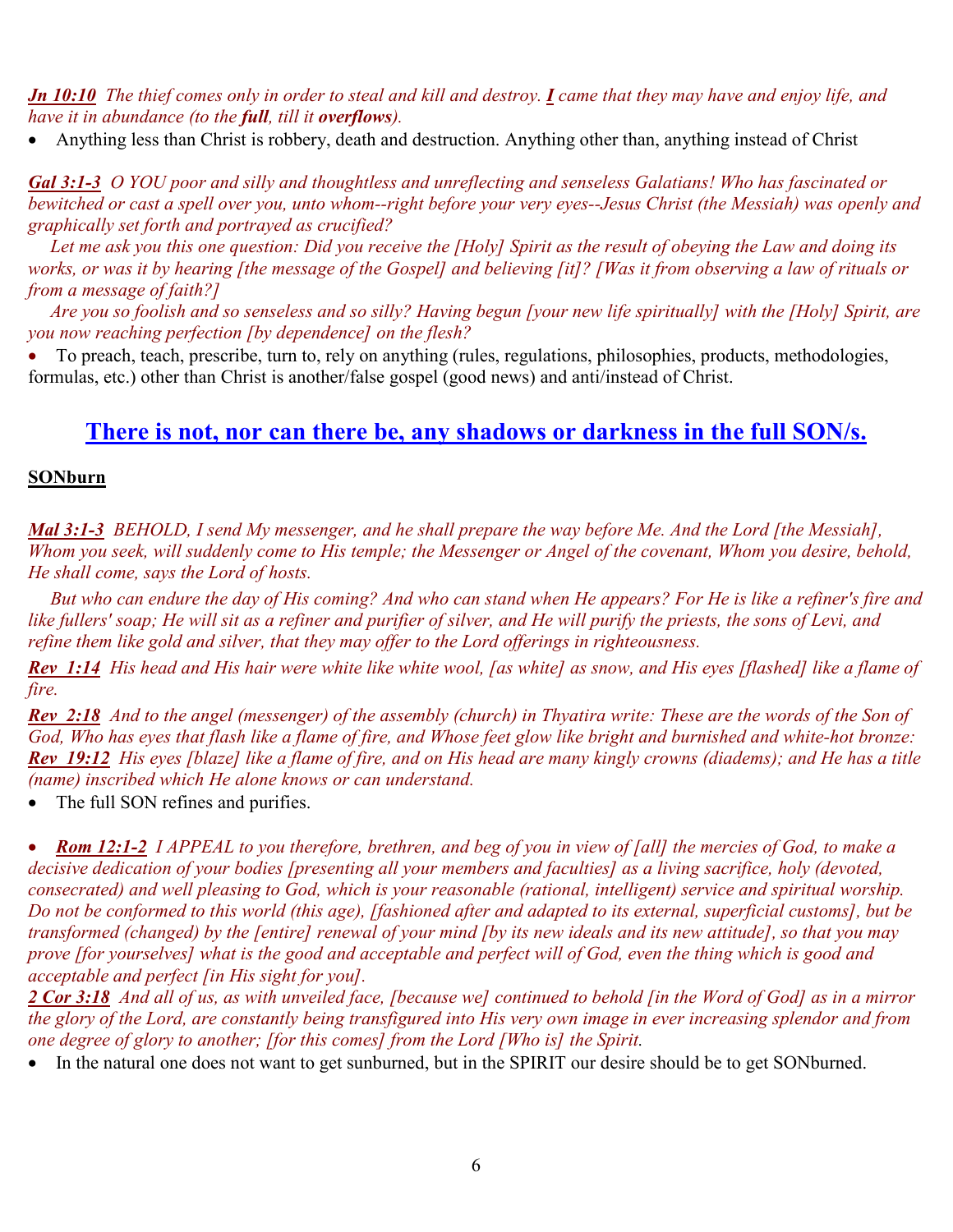***Jn 10:10*** *The thief comes only in order to steal and kill and destroy. **I** came that they may have and enjoy life, and have it in abundance (to the **full**, till it **overflows**).*

- Anything less than Christ is robbery, death and destruction. Anything other than, anything instead of Christ

***Gal 3:1-3*** *O YOU poor and silly and thoughtless and unreflecting and senseless Galatians! Who has fascinated or bewitched or cast a spell over you, unto whom--right before your very eyes--Jesus Christ (the Messiah) was openly and graphically set forth and portrayed as crucified?*

*Let me ask you this one question: Did you receive the [Holy] Spirit as the result of obeying the Law and doing its works, or was it by hearing [the message of the Gospel] and believing [it]? [Was it from observing a law of rituals or from a message of faith?]*

*Are you so foolish and so senseless and so silly? Having begun [your new life spiritually] with the [Holy] Spirit, are you now reaching perfection [by dependence] on the flesh?*

- To preach, teach, prescribe, turn to, rely on anything (rules, regulations, philosophies, products, methodologies, formulas, etc.) other than Christ is another/false gospel (good news) and anti/instead of Christ.

## There is not, nor can there be, any shadows or darkness in the full SON/s.

### SONburn

***Mal 3:1-3*** *BEHOLD, I send My messenger, and he shall prepare the way before Me. And the Lord [the Messiah], Whom you seek, will suddenly come to His temple; the Messenger or Angel of the covenant, Whom you desire, behold, He shall come, says the Lord of hosts.*

*But who can endure the day of His coming? And who can stand when He appears? For He is like a refiner's fire and like fullers' soap; He will sit as a refiner and purifier of silver, and He will purify the priests, the sons of Levi, and refine them like gold and silver, that they may offer to the Lord offerings in righteousness.*

***Rev 1:14*** *His head and His hair were white like white wool, [as white] as snow, and His eyes [flashed] like a flame of fire.*

***Rev 2:18*** *And to the angel (messenger) of the assembly (church) in Thyatira write: These are the words of the Son of God, Who has eyes that flash like a flame of fire, and Whose feet glow like bright and burnished and white-hot bronze:*
***Rev 19:12*** *His eyes [blaze] like a flame of fire, and on His head are many kingly crowns (diadems); and He has a title (name) inscribed which He alone knows or can understand.*

- The full SON refines and purifies.

- ***Rom 12:1-2*** *I APPEAL to you therefore, brethren, and beg of you in view of [all] the mercies of God, to make a decisive dedication of your bodies [presenting all your members and faculties] as a living sacrifice, holy (devoted, consecrated) and well pleasing to God, which is your reasonable (rational, intelligent) service and spiritual worship. Do not be conformed to this world (this age), [fashioned after and adapted to its external, superficial customs], but be transformed (changed) by the [entire] renewal of your mind [by its new ideals and its new attitude], so that you may prove [for yourselves] what is the good and acceptable and perfect will of God, even the thing which is good and acceptable and perfect [in His sight for you].*

***2 Cor 3:18*** *And all of us, as with unveiled face, [because we] continued to behold [in the Word of God] as in a mirror the glory of the Lord, are constantly being transfigured into His very own image in ever increasing splendor and from one degree of glory to another; [for this comes] from the Lord [Who is] the Spirit.*

- In the natural one does not want to get sunburned, but in the SPIRIT our desire should be to get SONburned.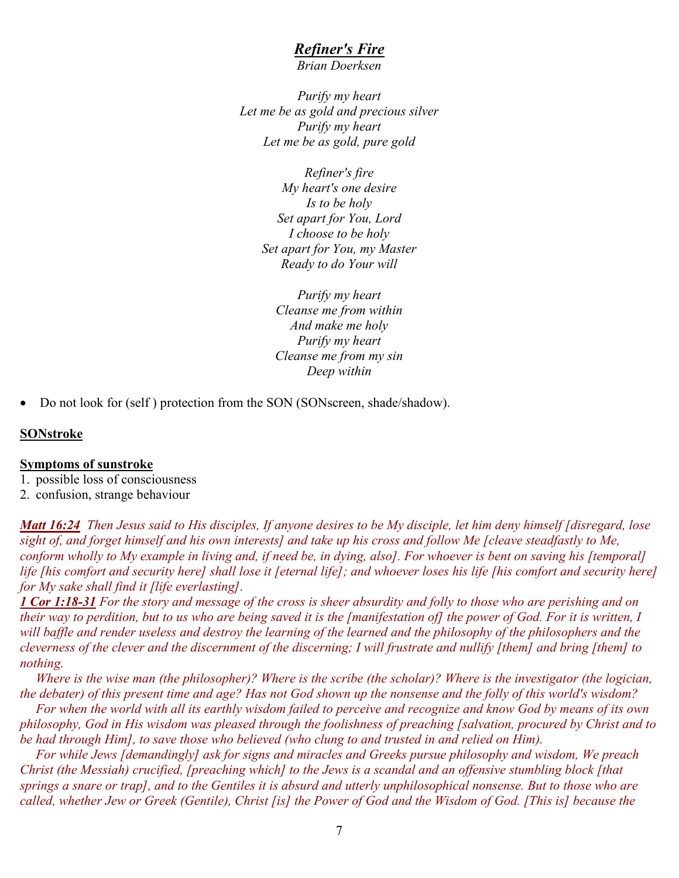***Refiner's Fire***

*Brian Doerksen*

*Purify my heart*
*Let me be as gold and precious silver*
*Purify my heart*
*Let me be as gold, pure gold*

*Refiner's fire*
*My heart's one desire*
*Is to be holy*
*Set apart for You, Lord*
*I choose to be holy*
*Set apart for You, my Master*
*Ready to do Your will*

*Purify my heart*
*Cleanse me from within*
*And make me holy*
*Purify my heart*
*Cleanse me from my sin*
*Deep within*

- Do not look for (self ) protection from the SON (SONscreen, shade/shadow).

**SONstroke**

**Symptoms of sunstroke**

1. possible loss of consciousness
2. confusion, strange behaviour

***Matt 16:24*** *Then Jesus said to His disciples, If anyone desires to be My disciple, let him deny himself [disregard, lose sight of, and forget himself and his own interests] and take up his cross and follow Me [cleave steadfastly to Me, conform wholly to My example in living and, if need be, in dying, also]. For whoever is bent on saving his [temporal] life [his comfort and security here] shall lose it [eternal life]; and whoever loses his life [his comfort and security here] for My sake shall find it [life everlasting].*

***1 Cor 1:18-31*** *For the story and message of the cross is sheer absurdity and folly to those who are perishing and on their way to perdition, but to us who are being saved it is the [manifestation of] the power of God. For it is written, I will baffle and render useless and destroy the learning of the learned and the philosophy of the philosophers and the cleverness of the clever and the discernment of the discerning; I will frustrate and nullify [them] and bring [them] to nothing.*

*Where is the wise man (the philosopher)? Where is the scribe (the scholar)? Where is the investigator (the logician, the debater) of this present time and age? Has not God shown up the nonsense and the folly of this world's wisdom?*

*For when the world with all its earthly wisdom failed to perceive and recognize and know God by means of its own philosophy, God in His wisdom was pleased through the foolishness of preaching [salvation, procured by Christ and to be had through Him], to save those who believed (who clung to and trusted in and relied on Him).*

*For while Jews [demandingly] ask for signs and miracles and Greeks pursue philosophy and wisdom, We preach Christ (the Messiah) crucified, [preaching which] to the Jews is a scandal and an offensive stumbling block [that springs a snare or trap], and to the Gentiles it is absurd and utterly unphilosophical nonsense. But to those who are called, whether Jew or Greek (Gentile), Christ [is] the Power of God and the Wisdom of God. [This is] because the*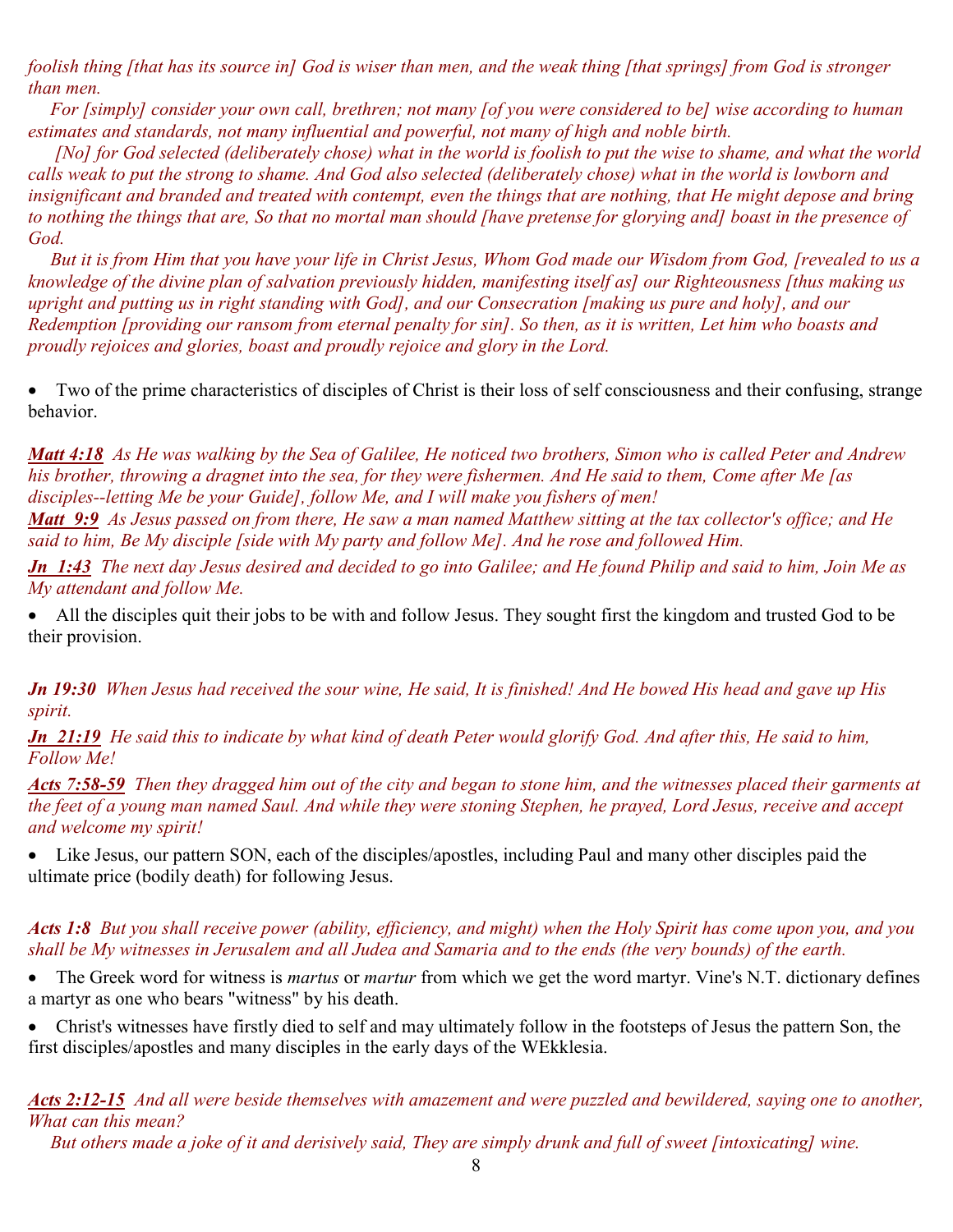*foolish thing [that has its source in] God is wiser than men, and the weak thing [that springs] from God is stronger than men.*

*For [simply] consider your own call, brethren; not many [of you were considered to be] wise according to human estimates and standards, not many influential and powerful, not many of high and noble birth.*

*[No] for God selected (deliberately chose) what in the world is foolish to put the wise to shame, and what the world calls weak to put the strong to shame. And God also selected (deliberately chose) what in the world is lowborn and insignificant and branded and treated with contempt, even the things that are nothing, that He might depose and bring to nothing the things that are, So that no mortal man should [have pretense for glorying and] boast in the presence of God.*

*But it is from Him that you have your life in Christ Jesus, Whom God made our Wisdom from God, [revealed to us a knowledge of the divine plan of salvation previously hidden, manifesting itself as] our Righteousness [thus making us upright and putting us in right standing with God], and our Consecration [making us pure and holy], and our Redemption [providing our ransom from eternal penalty for sin]. So then, as it is written, Let him who boasts and proudly rejoices and glories, boast and proudly rejoice and glory in the Lord.*

- Two of the prime characteristics of disciples of Christ is their loss of self consciousness and their confusing, strange behavior.

***Matt 4:18*** *As He was walking by the Sea of Galilee, He noticed two brothers, Simon who is called Peter and Andrew his brother, throwing a dragnet into the sea, for they were fishermen. And He said to them, Come after Me [as disciples--letting Me be your Guide], follow Me, and I will make you fishers of men!*

***Matt 9:9*** *As Jesus passed on from there, He saw a man named Matthew sitting at the tax collector's office; and He said to him, Be My disciple [side with My party and follow Me]. And he rose and followed Him.*

***Jn 1:43*** *The next day Jesus desired and decided to go into Galilee; and He found Philip and said to him, Join Me as My attendant and follow Me.*

- All the disciples quit their jobs to be with and follow Jesus. They sought first the kingdom and trusted God to be their provision.

***Jn 19:30*** *When Jesus had received the sour wine, He said, It is finished! And He bowed His head and gave up His spirit.*

***Jn 21:19*** *He said this to indicate by what kind of death Peter would glorify God. And after this, He said to him, Follow Me!*

***Acts 7:58-59*** *Then they dragged him out of the city and began to stone him, and the witnesses placed their garments at the feet of a young man named Saul. And while they were stoning Stephen, he prayed, Lord Jesus, receive and accept and welcome my spirit!*

- Like Jesus, our pattern SON, each of the disciples/apostles, including Paul and many other disciples paid the ultimate price (bodily death) for following Jesus.

***Acts 1:8*** *But you shall receive power (ability, efficiency, and might) when the Holy Spirit has come upon you, and you shall be My witnesses in Jerusalem and all Judea and Samaria and to the ends (the very bounds) of the earth.*

- The Greek word for witness is *martus* or *martur* from which we get the word martyr. Vine's N.T. dictionary defines a martyr as one who bears "witness" by his death.
- Christ's witnesses have firstly died to self and may ultimately follow in the footsteps of Jesus the pattern Son, the first disciples/apostles and many disciples in the early days of the WEkklesia.

***Acts 2:12-15*** *And all were beside themselves with amazement and were puzzled and bewildered, saying one to another, What can this mean?*

*But others made a joke of it and derisively said, They are simply drunk and full of sweet [intoxicating] wine.*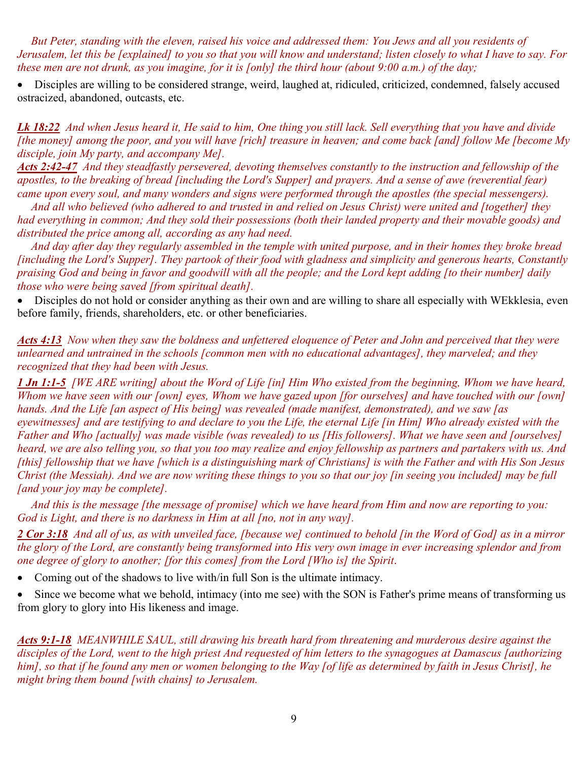*But Peter, standing with the eleven, raised his voice and addressed them: You Jews and all you residents of Jerusalem, let this be [explained] to you so that you will know and understand; listen closely to what I have to say. For these men are not drunk, as you imagine, for it is [only] the third hour (about 9:00 a.m.) of the day;*

- Disciples are willing to be considered strange, weird, laughed at, ridiculed, criticized, condemned, falsely accused ostracized, abandoned, outcasts, etc.

***Lk 18:22*** *And when Jesus heard it, He said to him, One thing you still lack. Sell everything that you have and divide [the money] among the poor, and you will have [rich] treasure in heaven; and come back [and] follow Me [become My disciple, join My party, and accompany Me].*

***Acts 2:42-47*** *And they steadfastly persevered, devoting themselves constantly to the instruction and fellowship of the apostles, to the breaking of bread [including the Lord's Supper] and prayers. And a sense of awe (reverential fear) came upon every soul, and many wonders and signs were performed through the apostles (the special messengers).*

*And all who believed (who adhered to and trusted in and relied on Jesus Christ) were united and [together] they had everything in common; And they sold their possessions (both their landed property and their movable goods) and distributed the price among all, according as any had need.*

*And day after day they regularly assembled in the temple with united purpose, and in their homes they broke bread [including the Lord's Supper]. They partook of their food with gladness and simplicity and generous hearts, Constantly praising God and being in favor and goodwill with all the people; and the Lord kept adding [to their number] daily those who were being saved [from spiritual death].*

- Disciples do not hold or consider anything as their own and are willing to share all especially with WEkklesia, even before family, friends, shareholders, etc. or other beneficiaries.

***Acts 4:13*** *Now when they saw the boldness and unfettered eloquence of Peter and John and perceived that they were unlearned and untrained in the schools [common men with no educational advantages], they marveled; and they recognized that they had been with Jesus.*

***1 Jn 1:1-5*** *[WE ARE writing] about the Word of Life [in] Him Who existed from the beginning, Whom we have heard, Whom we have seen with our [own] eyes, Whom we have gazed upon [for ourselves] and have touched with our [own] hands. And the Life [an aspect of His being] was revealed (made manifest, demonstrated), and we saw [as eyewitnesses] and are testifying to and declare to you the Life, the eternal Life [in Him] Who already existed with the Father and Who [actually] was made visible (was revealed) to us [His followers]. What we have seen and [ourselves] heard, we are also telling you, so that you too may realize and enjoy fellowship as partners and partakers with us. And [this] fellowship that we have [which is a distinguishing mark of Christians] is with the Father and with His Son Jesus Christ (the Messiah). And we are now writing these things to you so that our joy [in seeing you included] may be full [and your joy may be complete].*

*And this is the message [the message of promise] which we have heard from Him and now are reporting to you: God is Light, and there is no darkness in Him at all [no, not in any way].*

***2 Cor 3:18*** *And all of us, as with unveiled face, [because we] continued to behold [in the Word of God] as in a mirror the glory of the Lord, are constantly being transformed into His very own image in ever increasing splendor and from one degree of glory to another; [for this comes] from the Lord [Who is] the Spirit.*

- Coming out of the shadows to live with/in full Son is the ultimate intimacy.
- Since we become what we behold, intimacy (into me see) with the SON is Father's prime means of transforming us from glory to glory into His likeness and image.

***Acts 9:1-18*** *MEANWHILE SAUL, still drawing his breath hard from threatening and murderous desire against the disciples of the Lord, went to the high priest And requested of him letters to the synagogues at Damascus [authorizing him], so that if he found any men or women belonging to the Way [of life as determined by faith in Jesus Christ], he might bring them bound [with chains] to Jerusalem.*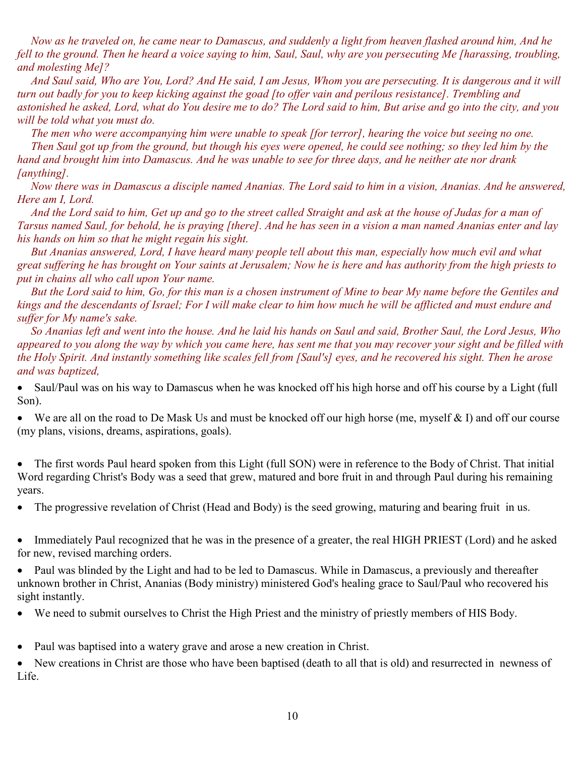*Now as he traveled on, he came near to Damascus, and suddenly a light from heaven flashed around him, And he fell to the ground. Then he heard a voice saying to him, Saul, Saul, why are you persecuting Me [harassing, troubling, and molesting Me]?*

*And Saul said, Who are You, Lord? And He said, I am Jesus, Whom you are persecuting. It is dangerous and it will turn out badly for you to keep kicking against the goad [to offer vain and perilous resistance]. Trembling and astonished he asked, Lord, what do You desire me to do? The Lord said to him, But arise and go into the city, and you will be told what you must do.*

*The men who were accompanying him were unable to speak [for terror], hearing the voice but seeing no one.*

*Then Saul got up from the ground, but though his eyes were opened, he could see nothing; so they led him by the hand and brought him into Damascus. And he was unable to see for three days, and he neither ate nor drank [anything].*

*Now there was in Damascus a disciple named Ananias. The Lord said to him in a vision, Ananias. And he answered, Here am I, Lord.*

*And the Lord said to him, Get up and go to the street called Straight and ask at the house of Judas for a man of Tarsus named Saul, for behold, he is praying [there]. And he has seen in a vision a man named Ananias enter and lay his hands on him so that he might regain his sight.*

*But Ananias answered, Lord, I have heard many people tell about this man, especially how much evil and what great suffering he has brought on Your saints at Jerusalem; Now he is here and has authority from the high priests to put in chains all who call upon Your name.*

*But the Lord said to him, Go, for this man is a chosen instrument of Mine to bear My name before the Gentiles and kings and the descendants of Israel; For I will make clear to him how much he will be afflicted and must endure and suffer for My name's sake.*

*So Ananias left and went into the house. And he laid his hands on Saul and said, Brother Saul, the Lord Jesus, Who appeared to you along the way by which you came here, has sent me that you may recover your sight and be filled with the Holy Spirit. And instantly something like scales fell from [Saul's] eyes, and he recovered his sight. Then he arose and was baptized,*

- Saul/Paul was on his way to Damascus when he was knocked off his high horse and off his course by a Light (full Son).
- We are all on the road to De Mask Us and must be knocked off our high horse (me, myself & I) and off our course (my plans, visions, dreams, aspirations, goals).

- The first words Paul heard spoken from this Light (full SON) were in reference to the Body of Christ. That initial Word regarding Christ's Body was a seed that grew, matured and bore fruit in and through Paul during his remaining years.
- The progressive revelation of Christ (Head and Body) is the seed growing, maturing and bearing fruit in us.

- Immediately Paul recognized that he was in the presence of a greater, the real HIGH PRIEST (Lord) and he asked for new, revised marching orders.
- Paul was blinded by the Light and had to be led to Damascus. While in Damascus, a previously and thereafter unknown brother in Christ, Ananias (Body ministry) ministered God's healing grace to Saul/Paul who recovered his sight instantly.
- We need to submit ourselves to Christ the High Priest and the ministry of priestly members of HIS Body.

- Paul was baptised into a watery grave and arose a new creation in Christ.
- New creations in Christ are those who have been baptised (death to all that is old) and resurrected in newness of Life.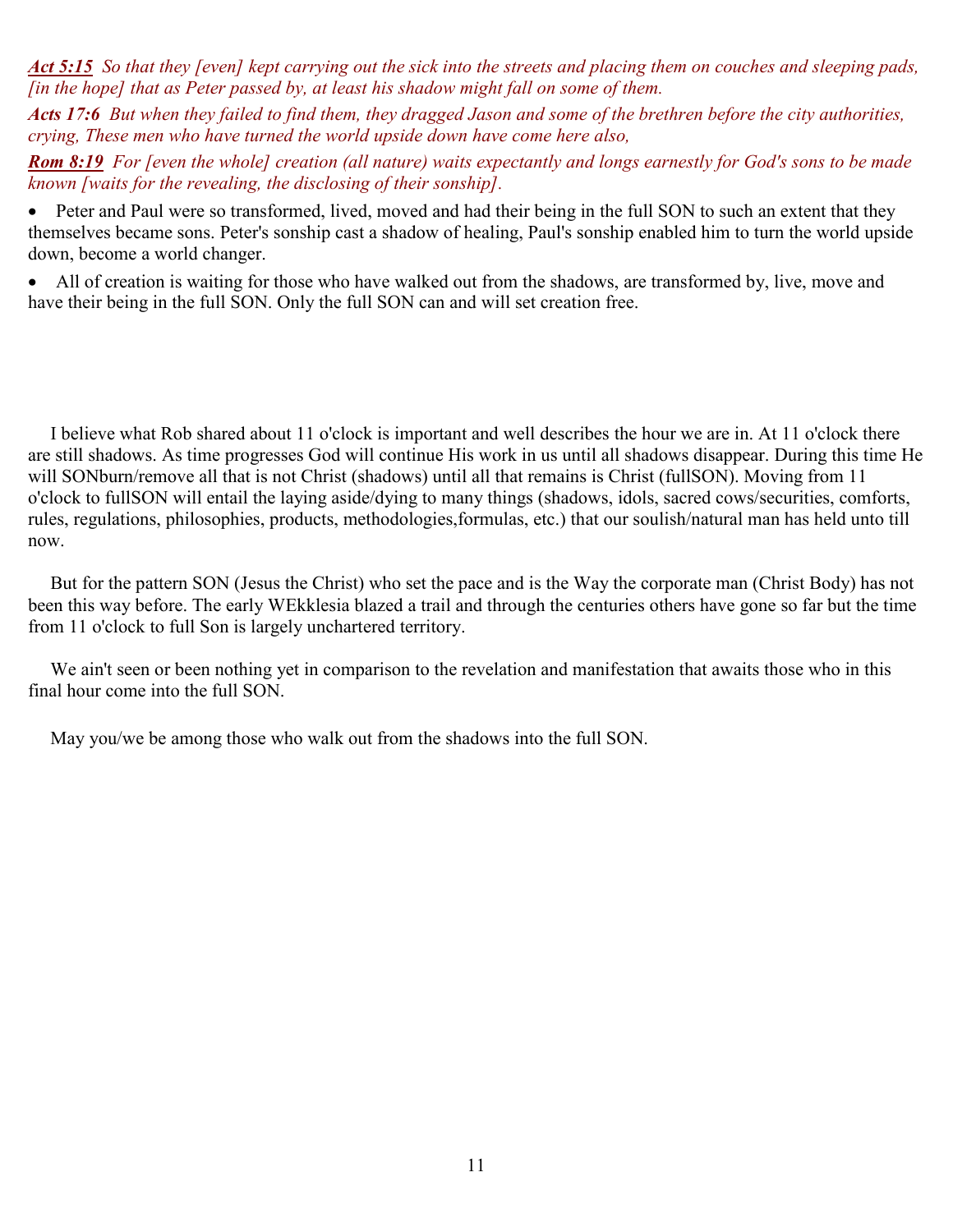***Act 5:15*** *So that they [even] kept carrying out the sick into the streets and placing them on couches and sleeping pads, [in the hope] that as Peter passed by, at least his shadow might fall on some of them.*

***Acts 17:6*** *But when they failed to find them, they dragged Jason and some of the brethren before the city authorities, crying, These men who have turned the world upside down have come here also,*

***Rom 8:19*** *For [even the whole] creation (all nature) waits expectantly and longs earnestly for God's sons to be made known [waits for the revealing, the disclosing of their sonship].*

- Peter and Paul were so transformed, lived, moved and had their being in the full SON to such an extent that they themselves became sons. Peter's sonship cast a shadow of healing, Paul's sonship enabled him to turn the world upside down, become a world changer.
- All of creation is waiting for those who have walked out from the shadows, are transformed by, live, move and have their being in the full SON. Only the full SON can and will set creation free.

I believe what Rob shared about 11 o'clock is important and well describes the hour we are in. At 11 o'clock there are still shadows. As time progresses God will continue His work in us until all shadows disappear. During this time He will SONburn/remove all that is not Christ (shadows) until all that remains is Christ (fullSON). Moving from 11 o'clock to fullSON will entail the laying aside/dying to many things (shadows, idols, sacred cows/securities, comforts, rules, regulations, philosophies, products, methodologies,formulas, etc.) that our soulish/natural man has held unto till now.

But for the pattern SON (Jesus the Christ) who set the pace and is the Way the corporate man (Christ Body) has not been this way before. The early WEkklesia blazed a trail and through the centuries others have gone so far but the time from 11 o'clock to full Son is largely unchartered territory.

We ain't seen or been nothing yet in comparison to the revelation and manifestation that awaits those who in this final hour come into the full SON.

May you/we be among those who walk out from the shadows into the full SON.